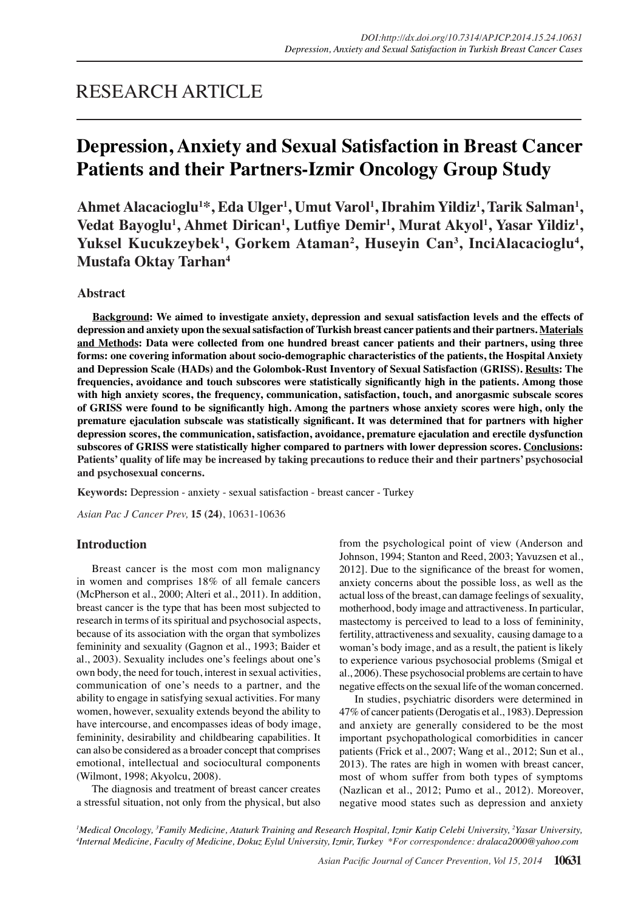RESEARCH ARTICLE

# Depression, Anxiety and Sexual Satisfaction in Breast Cancer Patients and their Partners-Izmir Oncology Group Study

**Ahmet Alacacioglu[1]*, Eda Ulger[1], Umut Varol[1], Ibrahim Yildiz[1], Tarik Salman[1], Vedat Bayoglu[1], Ahmet Dirican[1], Lutfiye Demir[1], Murat Akyol[1], Yasar Yildiz[1], Yuksel Kucukzeybek[1], Gorkem Ataman[2], Huseyin Can[3], InciAlacacioglu[4], Mustafa Oktay Tarhan[4]**

## Abstract

**Background: We aimed to investigate anxiety, depression and sexual satisfaction levels and the effects of depression and anxiety upon the sexual satisfaction of Turkish breast cancer patients and their partners. Materials and Methods: Data were collected from one hundred breast cancer patients and their partners, using three forms: one covering information about socio-demographic characteristics of the patients, the Hospital Anxiety and Depression Scale (HADs) and the Golombok-Rust Inventory of Sexual Satisfaction (GRISS). Results: The frequencies, avoidance and touch subscores were statistically significantly high in the patients. Among those with high anxiety scores, the frequency, communication, satisfaction, touch, and anorgasmic subscale scores of GRISS were found to be significantly high. Among the partners whose anxiety scores were high, only the premature ejaculation subscale was statistically significant. It was determined that for partners with higher depression scores, the communication, satisfaction, avoidance, premature ejaculation and erectile dysfunction subscores of GRISS were statistically higher compared to partners with lower depression scores. Conclusions: Patients' quality of life may be increased by taking precautions to reduce their and their partners' psychosocial and psychosexual concerns.**

**Keywords:** Depression - anxiety - sexual satisfaction - breast cancer - Turkey

## Introduction

Breast cancer is the most com mon malignancy in women and comprises 18% of all female cancers (McPherson et al., 2000; Alteri et al., 2011). In addition, breast cancer is the type that has been most subjected to research in terms of its spiritual and psychosocial aspects, because of its association with the organ that symbolizes femininity and sexuality (Gagnon et al., 1993; Baider et al., 2003). Sexuality includes one's feelings about one's own body, the need for touch, interest in sexual activities, communication of one's needs to a partner, and the ability to engage in satisfying sexual activities. For many women, however, sexuality extends beyond the ability to have intercourse, and encompasses ideas of body image, femininity, desirability and childbearing capabilities. It can also be considered as a broader concept that comprises emotional, intellectual and sociocultural components (Wilmont, 1998; Akyolcu, 2008).

The diagnosis and treatment of breast cancer creates a stressful situation, not only from the physical, but also from the psychological point of view (Anderson and Johnson, 1994; Stanton and Reed, 2003; Yavuzsen et al., 2012]. Due to the significance of the breast for women, anxiety concerns about the possible loss, as well as the actual loss of the breast, can damage feelings of sexuality, motherhood, body image and attractiveness. In particular, mastectomy is perceived to lead to a loss of femininity, fertility, attractiveness and sexuality, causing damage to a woman's body image, and as a result, the patient is likely to experience various psychosocial problems (Smigal et al., 2006). These psychosocial problems are certain to have negative effects on the sexual life of the woman concerned.

In studies, psychiatric disorders were determined in 47% of cancer patients (Derogatis et al., 1983). Depression and anxiety are generally considered to be the most important psychopathological comorbidities in cancer patients (Frick et al., 2007; Wang et al., 2012; Sun et al., 2013). The rates are high in women with breast cancer, most of whom suffer from both types of symptoms (Nazlican et al., 2012; Pumo et al., 2012). Moreover, negative mood states such as depression and anxiety

[1]*Medical Oncology,* [3]*Family Medicine, Ataturk Training and Research Hospital, Izmir Katip Celebi University,* [2]*Yasar University,* [4]*Internal Medicine, Faculty of Medicine, Dokuz Eylul University, Izmir, Turkey \*For correspondence: dralaca2000@yahoo.com*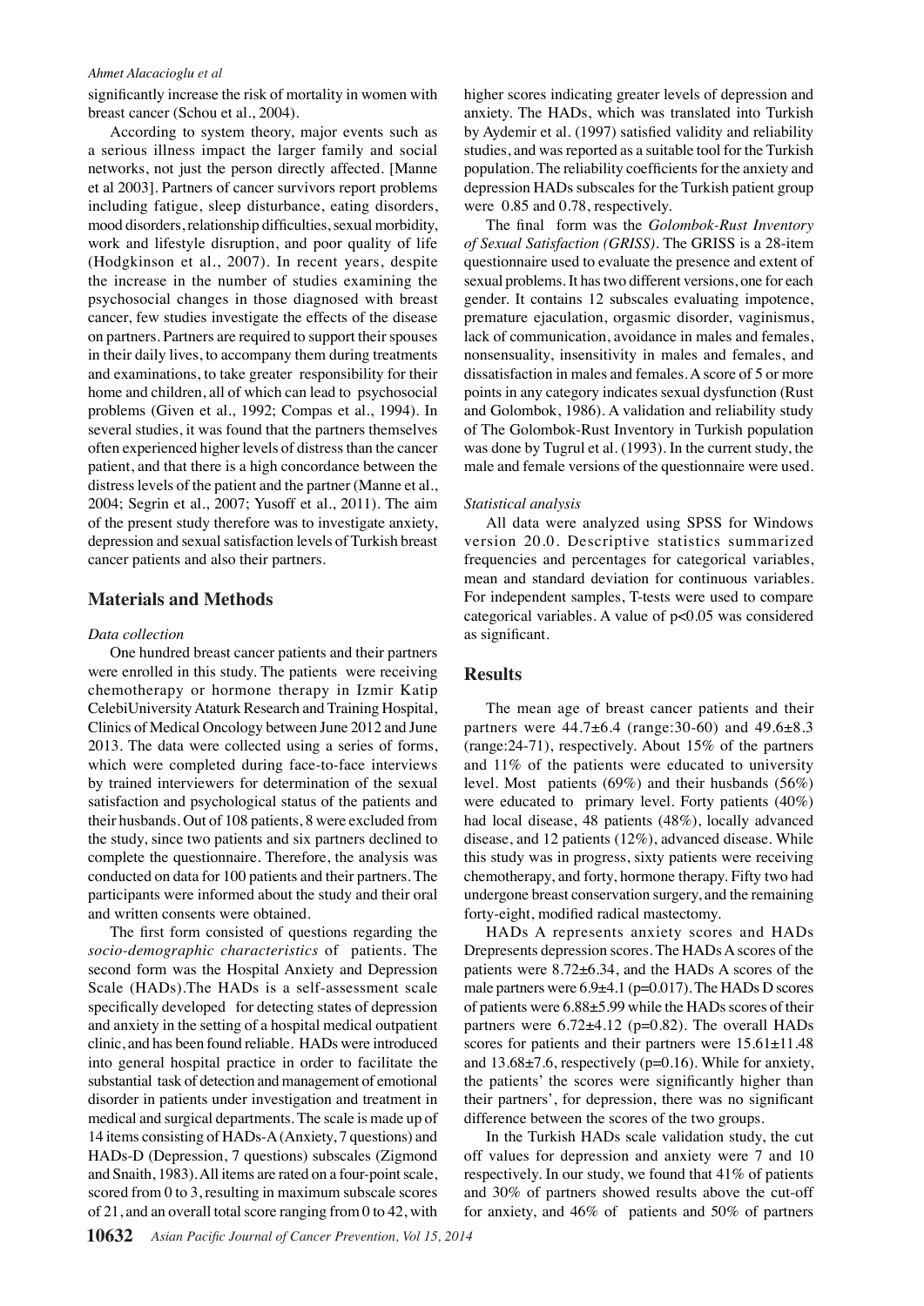significantly increase the risk of mortality in women with breast cancer (Schou et al., 2004).

According to system theory, major events such as a serious illness impact the larger family and social networks, not just the person directly affected. [Manne et al 2003]. Partners of cancer survivors report problems including fatigue, sleep disturbance, eating disorders, mood disorders, relationship difficulties, sexual morbidity, work and lifestyle disruption, and poor quality of life (Hodgkinson et al., 2007). In recent years, despite the increase in the number of studies examining the psychosocial changes in those diagnosed with breast cancer, few studies investigate the effects of the disease on partners. Partners are required to support their spouses in their daily lives, to accompany them during treatments and examinations, to take greater responsibility for their home and children, all of which can lead to psychosocial problems (Given et al., 1992; Compas et al., 1994). In several studies, it was found that the partners themselves often experienced higher levels of distress than the cancer patient, and that there is a high concordance between the distress levels of the patient and the partner (Manne et al., 2004; Segrin et al., 2007; Yusoff et al., 2011). The aim of the present study therefore was to investigate anxiety, depression and sexual satisfaction levels of Turkish breast cancer patients and also their partners.

## Materials and Methods

*Data collection*

One hundred breast cancer patients and their partners were enrolled in this study. The patients were receiving chemotherapy or hormone therapy in Izmir Katip CelebiUniversity Ataturk Research and Training Hospital, Clinics of Medical Oncology between June 2012 and June 2013. The data were collected using a series of forms, which were completed during face-to-face interviews by trained interviewers for determination of the sexual satisfaction and psychological status of the patients and their husbands. Out of 108 patients, 8 were excluded from the study, since two patients and six partners declined to complete the questionnaire. Therefore, the analysis was conducted on data for 100 patients and their partners. The participants were informed about the study and their oral and written consents were obtained.

The first form consisted of questions regarding the *socio-demographic characteristics* of patients. The second form was the Hospital Anxiety and Depression Scale (HADs).The HADs is a self-assessment scale specifically developed for detecting states of depression and anxiety in the setting of a hospital medical outpatient clinic, and has been found reliable. HADs were introduced into general hospital practice in order to facilitate the substantial task of detection and management of emotional disorder in patients under investigation and treatment in medical and surgical departments. The scale is made up of 14 items consisting of HADs-A (Anxiety, 7 questions) and HADs-D (Depression, 7 questions) subscales (Zigmond and Snaith, 1983). All items are rated on a four-point scale, scored from 0 to 3, resulting in maximum subscale scores of 21, and an overall total score ranging from 0 to 42, with higher scores indicating greater levels of depression and anxiety. The HADs, which was translated into Turkish by Aydemir et al. (1997) satisfied validity and reliability studies, and was reported as a suitable tool for the Turkish population. The reliability coefficients for the anxiety and depression HADs subscales for the Turkish patient group were 0.85 and 0.78, respectively.

The final form was the *Golombok-Rust Inventory of Sexual Satisfaction (GRISS)*. The GRISS is a 28-item questionnaire used to evaluate the presence and extent of sexual problems. It has two different versions, one for each gender. It contains 12 subscales evaluating impotence, premature ejaculation, orgasmic disorder, vaginismus, lack of communication, avoidance in males and females, nonsensuality, insensitivity in males and females, and dissatisfaction in males and females. A score of 5 or more points in any category indicates sexual dysfunction (Rust and Golombok, 1986). A validation and reliability study of The Golombok-Rust Inventory in Turkish population was done by Tugrul et al. (1993). In the current study, the male and female versions of the questionnaire were used.

*Statistical analysis*

All data were analyzed using SPSS for Windows version 20.0. Descriptive statistics summarized frequencies and percentages for categorical variables, mean and standard deviation for continuous variables. For independent samples, T-tests were used to compare categorical variables. A value of $p<0.05$ was considered as significant.

## Results

The mean age of breast cancer patients and their partners were 44.7±6.4 (range:30-60) and 49.6±8.3 (range:24-71), respectively. About 15% of the partners and 11% of the patients were educated to university level. Most patients (69%) and their husbands (56%) were educated to primary level. Forty patients (40%) had local disease, 48 patients (48%), locally advanced disease, and 12 patients (12%), advanced disease. While this study was in progress, sixty patients were receiving chemotherapy, and forty, hormone therapy. Fifty two had undergone breast conservation surgery, and the remaining forty-eight, modified radical mastectomy.

HADs A represents anxiety scores and HADs Drepresents depression scores. The HADs A scores of the patients were 8.72±6.34, and the HADs A scores of the male partners were 6.9±4.1 ($p=0.017$). The HADs D scores of patients were 6.88±5.99 while the HADs scores of their partners were 6.72±4.12 ($p=0.82$). The overall HADs scores for patients and their partners were 15.61±11.48 and 13.68±7.6, respectively ($p=0.16$). While for anxiety, the patients' the scores were significantly higher than their partners', for depression, there was no significant difference between the scores of the two groups.

In the Turkish HADs scale validation study, the cut off values for depression and anxiety were 7 and 10 respectively. In our study, we found that 41% of patients and 30% of partners showed results above the cut-off for anxiety, and 46% of patients and 50% of partners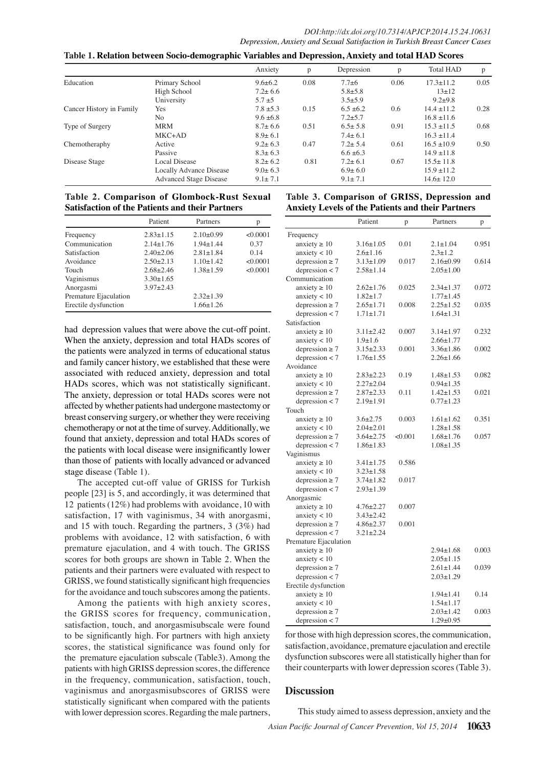**Table 1. Relation between Socio-demographic Variables and Depression, Anxiety and total HAD Scores**

| | | Anxiety | p | Depression | p | Total HAD | p |
|---|---|---|---|---|---|---|---|
| Education | Primary School | 9.6±6.2 | 0.08 | 7.7±6 | 0.06 | 17.3±11.2 | 0.05 |
| | High School | 7.2± 6.6 | | 5.8±5.8 | | 13±12 | |
| | University | 5.7 ±5 | | 3.5±5.9 | | 9.2±9.8 | |
| Cancer History in Family | Yes | 7.8 ±5.3 | 0.15 | 6.5 ±6.2 | 0.6 | 14.4 ±11.2 | 0.28 |
| | No | 9.6 ±6.8 | | 7.2±5.7 | | 16.8 ±11.6 | |
| Type of Surgery | MRM | 8.7± 6.6 | 0.51 | 6.5± 5.8 | 0.91 | 15.3 ±11.5 | 0.68 |
| | MKC+AD | 8.9± 6.1 | | 7.4± 6.1 | | 16.3 ±11.4 | |
| Chemotheraphy | Active | 9.2± 6.3 | 0.47 | 7.2± 5.4 | 0.61 | 16.5 ±10.9 | 0.50 |
| | Passive | 8.3± 6.3 | | 6.6 ±6.3 | | 14.9 ±11.8 | |
| Disease Stage | Local Disease | 8.2± 6.2 | 0.81 | 7.2± 6.1 | 0.67 | 15.5± 11.8 | |
| | Locally Advance Disease | 9.0± 6.3 | | 6.9± 6.0 | | 15.9 ±11.2 | |
| | Advanced Stage Disease | 9.1± 7.1 | | 9.1± 7.1 | | 14.6± 12.0 | |

**Table 2. Comparison of Glombock-Rust Sexual Satisfaction of the Patients and their Partners**

| | Patient | Partners | p |
|---|---|---|---|
| Frequency | 2.83±1.15 | 2.10±0.99 | <0.0001 |
| Communication | 2.14±1.76 | 1.94±1.44 | 0.37 |
| Satisfaction | 2.40±2.06 | 2.81±1.84 | 0.14 |
| Avoidance | 2.50±2.13 | 1.10±1.42 | <0.0001 |
| Touch | 2.68±2.46 | 1.38±1.59 | <0.0001 |
| Vaginismus | 3.30±1.65 | | |
| Anorgasmi | 3.97±2.43 | | |
| Premature Ejaculation | | 2.32±1.39 | |
| Erectile dysfunction | | 1.66±1.26 | |

had depression values that were above the cut-off point. When the anxiety, depression and total HADs scores of the patients were analyzed in terms of educational status and family cancer history, we established that these were associated with reduced anxiety, depression and total HADs scores, which was not statistically significant. The anxiety, depression or total HADs scores were not affected by whether patients had undergone mastectomy or breast conserving surgery, or whether they were receiving chemotherapy or not at the time of survey. Additionally, we found that anxiety, depression and total HADs scores of the patients with local disease were insignificantly lower than those of patients with locally advanced or advanced stage disease (Table 1).

The accepted cut-off value of GRISS for Turkish people [23] is 5, and accordingly, it was determined that 12 patients (12%) had problems with avoidance, 10 with satisfaction, 17 with vaginismus, 34 with anorgasmi, and 15 with touch. Regarding the partners, 3 (3%) had problems with avoidance, 12 with satisfaction, 6 with premature ejaculation, and 4 with touch. The GRISS scores for both groups are shown in Table 2. When the patients and their partners were evaluated with respect to GRISS, we found statistically significant high frequencies for the avoidance and touch subscores among the patients.

Among the patients with high anxiety scores, the GRISS scores for frequency, communication, satisfaction, touch, and anorgasmisubscale were found to be significantly high. For partners with high anxiety scores, the statistical significance was found only for the premature ejaculation subscale (Table3). Among the patients with high GRISS depression scores, the difference in the frequency, communication, satisfaction, touch, vaginismus and anorgasmisubscores of GRISS were statistically significant when compared with the patients with lower depression scores. Regarding the male partners,

**Table 3. Comparison of GRISS, Depression and Anxiety Levels of the Patients and their Partners**

| | Patient | p | Partners | p |
|---|---|---|---|---|
| Frequency | | | | |
| anxiety ≥ 10 | 3.16±1.05 | 0.01 | 2.1±1.04 | 0.951 |
| anxiety < 10 | 2.6±1.16 | | 2,3±1.2 | |
| depression ≥ 7 | 3.13±1.09 | 0.017 | 2.16±0.99 | 0.614 |
| depression < 7 | 2.58±1.14 | | 2.05±1.00 | |
| Communication | | | | |
| anxiety ≥ 10 | 2.62±1.76 | 0.025 | 2.34±1.37 | 0.072 |
| anxiety < 10 | 1.82±1.7 | | 1.77±1.45 | |
| depression ≥ 7 | 2.65±1.71 | 0.008 | 2.25±1.52 | 0.035 |
| depression < 7 | 1.71±1.71 | | 1.64±1.31 | |
| Satisfaction | | | | |
| anxiety ≥ 10 | 3.11±2.42 | 0.007 | 3.14±1.97 | 0.232 |
| anxiety < 10 | 1.9±1.6 | | 2.66±1.77 | |
| depression ≥ 7 | 3.15±2.33 | 0.001 | 3.36±1.86 | 0.002 |
| depression < 7 | 1.76±1.55 | | 2.26±1.66 | |
| Avoidance | | | | |
| anxiety ≥ 10 | 2.83±2.23 | 0.19 | 1.48±1.53 | 0.082 |
| anxiety < 10 | 2.27±2.04 | | 0.94±1.35 | |
| depression ≥ 7 | 2.87±2.33 | 0.11 | 1.42±1.53 | 0.021 |
| depression < 7 | 2.19±1.91 | | 0.77±1.23 | |
| Touch | | | | |
| anxiety ≥ 10 | 3.6±2.75 | 0.003 | 1.61±1.62 | 0.351 |
| anxiety < 10 | 2.04±2.01 | | 1.28±1.58 | |
| depression ≥ 7 | 3.64±2.75 | <0.001 | 1.68±1.76 | 0.057 |
| depression < 7 | 1.86±1.83 | | 1.08±1.35 | |
| Vaginismus | | | | |
| anxiety ≥ 10 | 3.41±1.75 | 0.586 | | |
| anxiety < 10 | 3.23±1.58 | | | |
| depression ≥ 7 | 3.74±1.82 | 0.017 | | |
| depression < 7 | 2.93±1.39 | | | |
| Anorgasmic | | | | |
| anxiety ≥ 10 | 4.76±2.27 | 0.007 | | |
| anxiety < 10 | 3.43±2.42 | | | |
| depression ≥ 7 | 4.86±2.37 | 0.001 | | |
| depression < 7 | 3.21±2.24 | | | |
| Premature Ejaculation | | | | |
| anxiety ≥ 10 | | | 2.94±1.68 | 0.003 |
| anxiety < 10 | | | 2.05±1.15 | |
| depression ≥ 7 | | | 2.61±1.44 | 0.039 |
| depression < 7 | | | 2.03±1.29 | |
| Erectile dysfunction | | | | |
| anxiety ≥ 10 | | | 1.94±1.41 | 0.14 |
| anxiety < 10 | | | 1.54±1.17 | |
| depression ≥ 7 | | | 2.03±1.42 | 0.003 |
| depression < 7 | | | 1.29±0.95 | |

for those with high depression scores, the communication, satisfaction, avoidance, premature ejaculation and erectile dysfunction subscores were all statistically higher than for their counterparts with lower depression scores (Table 3).

## Discussion

This study aimed to assess depression, anxiety and the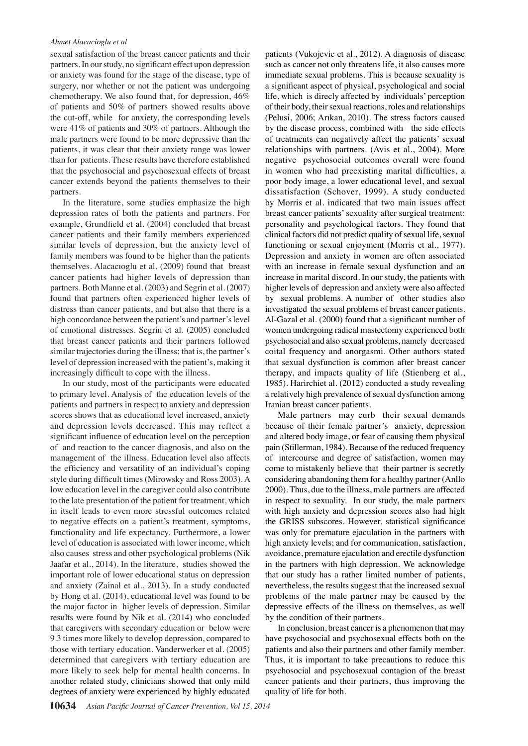sexual satisfaction of the breast cancer patients and their partners. In our study, no significant effect upon depression or anxiety was found for the stage of the disease, type of surgery, nor whether or not the patient was undergoing chemotherapy. We also found that, for depression, 46% of patients and 50% of partners showed results above the cut-off, while for anxiety, the corresponding levels were 41% of patients and 30% of partners. Although the male partners were found to be more depressive than the patients, it was clear that their anxiety range was lower than for patients. These results have therefore established that the psychosocial and psychosexual effects of breast cancer extends beyond the patients themselves to their partners.

In the literature, some studies emphasize the high depression rates of both the patients and partners. For example, Grundfield et al. (2004) concluded that breast cancer patients and their family members experienced similar levels of depression, but the anxiety level of family members was found to be higher than the patients themselves. Alacacıoglu et al. (2009) found that breast cancer patients had higher levels of depression than partners. Both Manne et al. (2003) and Segrin et al. (2007) found that partners often experienced higher levels of distress than cancer patients, and but also that there is a high concordance between the patient's and partner's level of emotional distresses. Segrin et al. (2005) concluded that breast cancer patients and their partners followed similar trajectories during the illness; that is, the partner's level of depression increased with the patient's, making it increasingly difficult to cope with the illness.

In our study, most of the participants were educated to primary level. Analysis of the education levels of the patients and partners in respect to anxiety and depression scores shows that as educational level increased, anxiety and depression levels decreased. This may reflect a significant influence of education level on the perception of and reaction to the cancer diagnosis, and also on the management of the illness. Education level also affects the efficiency and versatility of an individual's coping style during difficult times (Mirowsky and Ross 2003). A low education level in the caregiver could also contribute to the late presentation of the patient for treatment, which in itself leads to even more stressful outcomes related to negative effects on a patient's treatment, symptoms, functionality and life expectancy. Furthermore, a lower level of education is associated with lower income, which also causes stress and other psychological problems (Nik Jaafar et al., 2014). In the literature, studies showed the important role of lower educational status on depression and anxiety (Zainal et al., 2013). In a study conducted by Hong et al. (2014), educational level was found to be the major factor in higher levels of depression. Similar results were found by Nik et al. (2014) who concluded that caregivers with secondary education or below were 9.3 times more likely to develop depression, compared to those with tertiary education. Vanderwerker et al. (2005) determined that caregivers with tertiary education are more likely to seek help for mental health concerns. In another related study, clinicians showed that only mild degrees of anxiety were experienced by highly educated patients (Vukojevic et al., 2012). A diagnosis of disease such as cancer not only threatens life, it also causes more immediate sexual problems. This is because sexuality is a significant aspect of physical, psychological and social life, which is direcly affected by individuals' perception of their body, their sexual reactions, roles and relationships (Pelusi, 2006; Arıkan, 2010). The stress factors caused by the disease process, combined with the side effects of treatments can negatively affect the patients' sexual relationships with partners. (Avis et al., 2004). More negative psychosocial outcomes overall were found in women who had preexisting marital difficulties, a poor body image, a lower educational level, and sexual dissatisfaction (Schover, 1999). A study conducted by Morris et al. indicated that two main issues affect breast cancer patients' sexuality after surgical treatment: personality and psychological factors. They found that clinical factors did not predict quality of sexual life, sexual functioning or sexual enjoyment (Morris et al., 1977). Depression and anxiety in women are often associated with an increase in female sexual dysfunction and an increase in marital discord. In our study, the patients with higher levels of depression and anxiety were also affected by sexual problems. A number of other studies also investigated the sexual problems of breast cancer patients. Al-Gazal et al. (2000) found that a significant number of women undergoing radical mastectomy experienced both psychosocial and also sexual problems, namely decreased coital frequency and anorgasmi. Other authors stated that sexual dysfunction is common after breast cancer therapy, and impacts quality of life (Stienberg et al., 1985). Harirchiet al. (2012) conducted a study revealing a relatively high prevalence of sexual dysfunction among Iranian breast cancer patients.

Male partners may curb their sexual demands because of their female partner's anxiety, depression and altered body image, or fear of causing them physical pain (Stillerman, 1984). Because of the reduced frequency of intercourse and degree of satisfaction, women may come to mistakenly believe that their partner is secretly considering abandoning them for a healthy partner (Anllo 2000). Thus, due to the illness, male partners are affected in respect to sexuality. In our study, the male partners with high anxiety and depression scores also had high the GRISS subscores. However, statistical significance was only for premature ejaculation in the partners with high anxiety levels; and for communication, satisfaction, avoidance, premature ejaculation and erectile dysfunction in the partners with high depression. We acknowledge that our study has a rather limited number of patients, nevertheless, the results suggest that the increased sexual problems of the male partner may be caused by the depressive effects of the illness on themselves, as well by the condition of their partners.

In conclusion, breast cancer is a phenomenon that may have psychosocial and psychosexual effects both on the patients and also their partners and other family member. Thus, it is important to take precautions to reduce this psychosocial and psychosexual contagion of the breast cancer patients and their partners, thus improving the quality of life for both.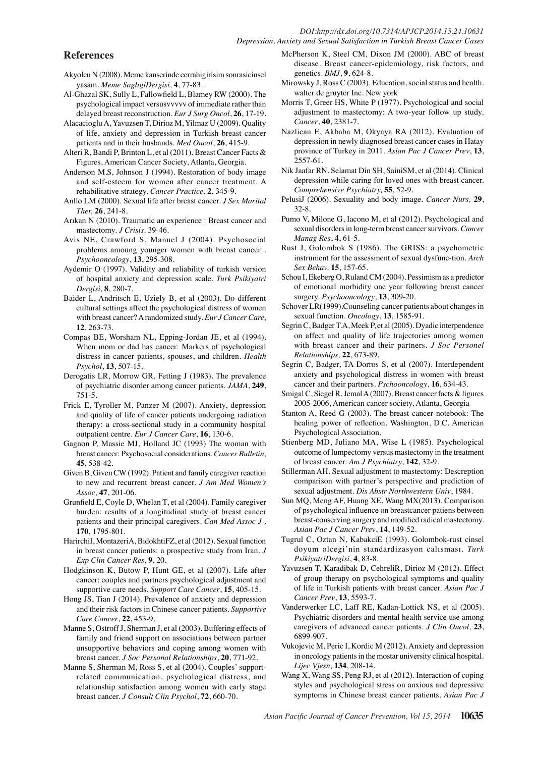## References

Akyolcu N (2008). Meme kanserinde cerrahigirisim sonrasicinsel yasam. *Meme SaglıgiDergisi*, **4**, 77-83.

Al-Ghazal SK, Sully L, Fallowfield L, Blamey RW (2000). The psychological impact versusvvvvv of immediate rather than delayed breast reconstruction. *Eur J Surg Oncol*, **26**, 17-19.

Alacacioglu A, Yavuzsen T, Dirioz M, Yilmaz U (2009). Quality of life, anxiety and depression in Turkish breast cancer patients and in their husbands. *Med Oncol*, **26**, 415-9.

Alteri R, Bandi P, Brinton L, et al (2011). Breast Cancer Facts & Figures, American Cancer Society, Atlanta, Georgia.

Anderson M.S, Johnson J (1994). Restoration of body image and self-esteem for women after cancer treatment. A rehabilitative strategy. *Cancer Practice*, **2**, 345-9.

Anllo LM (2000). Sexual life after breast cancer. *J Sex Marital Ther,* **26**, 241-8.

Arıkan N (2010). Traumatic an experience : Breast cancer and mastectomy. *J Crisis,* 39-46.

Avis NE, Crawford S, Manuel J (2004). Psychosocial problems amoung younger women with breast cancer . *Psychooncology*, **13**, 295-308.

Aydemir O (1997). Validity and reliability of turkish version of hospital anxiety and depression scale. *Turk Psikiyatri Dergisi,* **8**, 280-7.

Baider L, Andritsch E, Uziely B, et al (2003). Do different cultural settings affect the psychological distress of women with breast cancer? A randomized study. *Eur J Cancer Care,* **12**, 263-73.

Compas BE, Worsham NL, Epping-Jordan JE, et al (1994). When mom or dad has cancer: Markers of psychological distress in cancer patients, spouses, and children. *Health Psychol*, **13**, 507-15.

Derogatis LR, Morrow GR, Fetting J (1983). The prevalence of psychiatric disorder among cancer patients. *JAMA*, **249**, 751-5.

Frick E, Tyroller M, Panzer M (2007). Anxiety, depression and quality of life of cancer patients undergoing radiation therapy: a cross-sectional study in a community hospital outpatient centre. *Eur J Cancer Care*, **16**, 130-6.

Gagnon P, Massie MJ, Holland JC (1993) The woman with breast cancer: Psychosocial considerations. *Cancer Bulletin,* **45**, 538-42.

Given B, Given CW (1992). Patient and family caregiver reaction to new and recurrent breast cancer. *J Am Med Women's Assoc,* **47**, 201-06.

Grunfield E, Coyle D, Whelan T, et al (2004). Family caregiver burden: results of a longitudinal study of breast cancer patients and their principal caregivers. *Can Med Assoc J ,* **170**, 1795-801.

HarirchiI, MontazeriA, BidokhtiFZ, et al (2012). Sexual function in breast cancer patients: a prospective study from Iran. *J Exp Clin Cancer Res*, **9**, 20.

Hodgkinson K, Butow P, Hunt GE, et al (2007). Life after cancer: couples and partners psychological adjustment and supportive care needs. *Support Care Cancer*, **15**, 405-15.

Hong JS, Tian J (2014). Prevalence of anxiety and depression and their risk factors in Chinese cancer patients. *Supportive Care Cancer*, **22**, 453-9.

Manne S, Ostroff J, Sherman J, et al (2003). Buffering effects of family and friend support on associations between partner unsupportive behaviors and coping among women with breast cancer. *J Soc Personal Relationships*, **20**, 771-92.

Manne S, Sherman M, Ross S, et al (2004). Couples' support-related communication, psychological distress, and relationship satisfaction among women with early stage breast cancer. *J Consult Clin Psychol*, **72**, 660-70.

McPherson K, Steel CM, Dixon JM (2000). ABC of breast disease. Breast cancer-epidemiology, risk factors, and genetics. *BMJ*, **9**, 624-8.

Mirowsky J, Ross C (2003). Education, social status and health. walter de gruyter Inc. New york

Morris T, Greer HS, White P (1977). Psychological and social adjustment to mastectomy: A two-year follow up study. *Cancer*, **40**, 2381-7.

Nazlican E, Akbaba M, Okyaya RA (2012). Evaluation of depression in newly diagnosed breast cancer cases in Hatay province of Turkey in 2011. *Asian Pac J Cancer Prev*, **13**, 2557-61.

Nik Jaafar RN, Selamat Din SH, SainiSM, et al (2014). Clinical depression while caring for loved ones with breast cancer. *Comprehensive Psychiatry,* **55**, 52-9.

PelusiJ (2006). Sexuality and body image. *Cancer Nurs,* **29**, 32-8.

Pumo V, Milone G, Iacono M, et al (2012). Psychological and sexual disorders in long-term breast cancer survivors. *Cancer Manag Res*, **4**, 61-5.

Rust J, Golombok S (1986). The GRISS: a psychometric instrument for the assessment of sexual dysfunc-tion. *Arch Sex Behav,* **15**, 157-65.

Schou I, Ekeberg O, Ruland CM (2004). Pessimism as a predictor of emotional morbidity one year following breast cancer surgery. *Psychooncology*, **13**, 309-20.

Schover LR(1999).Counseling cancer patients about changes in sexual function. *Oncology*, **13**, 1585-91.

Segrin C, Badger T.A, Meek P, et al (2005). Dyadic interpendence on affect and quality of life trajectories among women with breast cancer and their partners. *J Soc Personel Relationships,* **22**, 673-89.

Segrin C, Badger, TA Dorros S, et al (2007). Interdependent anxiety and psychological distress in women with breast cancer and their partners. *Pschooncology*, **16**, 634-43.

Smigal C, Siegel R, Jemal A (2007). Breast cancer facts & figures 2005-2006, American cancer society, Atlanta, Georgia

Stanton A, Reed G (2003). The breast cancer notebook: The healing power of reflection. Washington, D.C. American Psychological Association.

Stienberg MD, Juliano MA, Wise L (1985). Psychological outcome of lumpectomy versus mastectomy in the treatment of breast cancer. *Am J Psychiatry*, **142**, 32-9.

Stillerman AH. Sexual adjustment to mastectomy: Descreption comparison with partner's perspective and prediction of sexual adjustment. *Dis Abstr Northwestern Univ*, 1984.

Sun MQ, Meng AF, Huang XE, Wang MX(2013). Comparison of psychological influence on breastcancer patiens between breast-conserving surgery and modified radical mastectomy. *Asian Pac J Cancer Prev*, **14**, 149-52.

Tugrul C, Oztan N, KabakciE (1993). Golombok-rust cinsel doyum olcegi'nin standardizasyon calısması. *Turk PsikiyatriDergisi*, **4**, 83-8.

Yavuzsen T, Karadibak D, CehreliR, Dirioz M (2012). Effect of group therapy on psychological symptoms and quality of life in Turkish patients with breast cancer. *Asian Pac J Cancer Prev*, **13**, 5593-7.

Vanderwerker LC, Laff RE, Kadan-Lottick NS, et al (2005). Psychiatric disorders and mental health service use among caregivers of advanced cancer patients. *J Clin Oncol,* **23**, 6899-907.

Vukojevic M, Peric I, Kordic M (2012). Anxiety and depression in oncology patients in the mostar university clinical hospital. *Lijec Vjesn,* **134**, 208-14.

Wang X, Wang SS, Peng RJ, et al (2012). Interaction of coping styles and psychological stress on anxious and depressive symptoms in Chinese breast cancer patients. *Asian Pac J*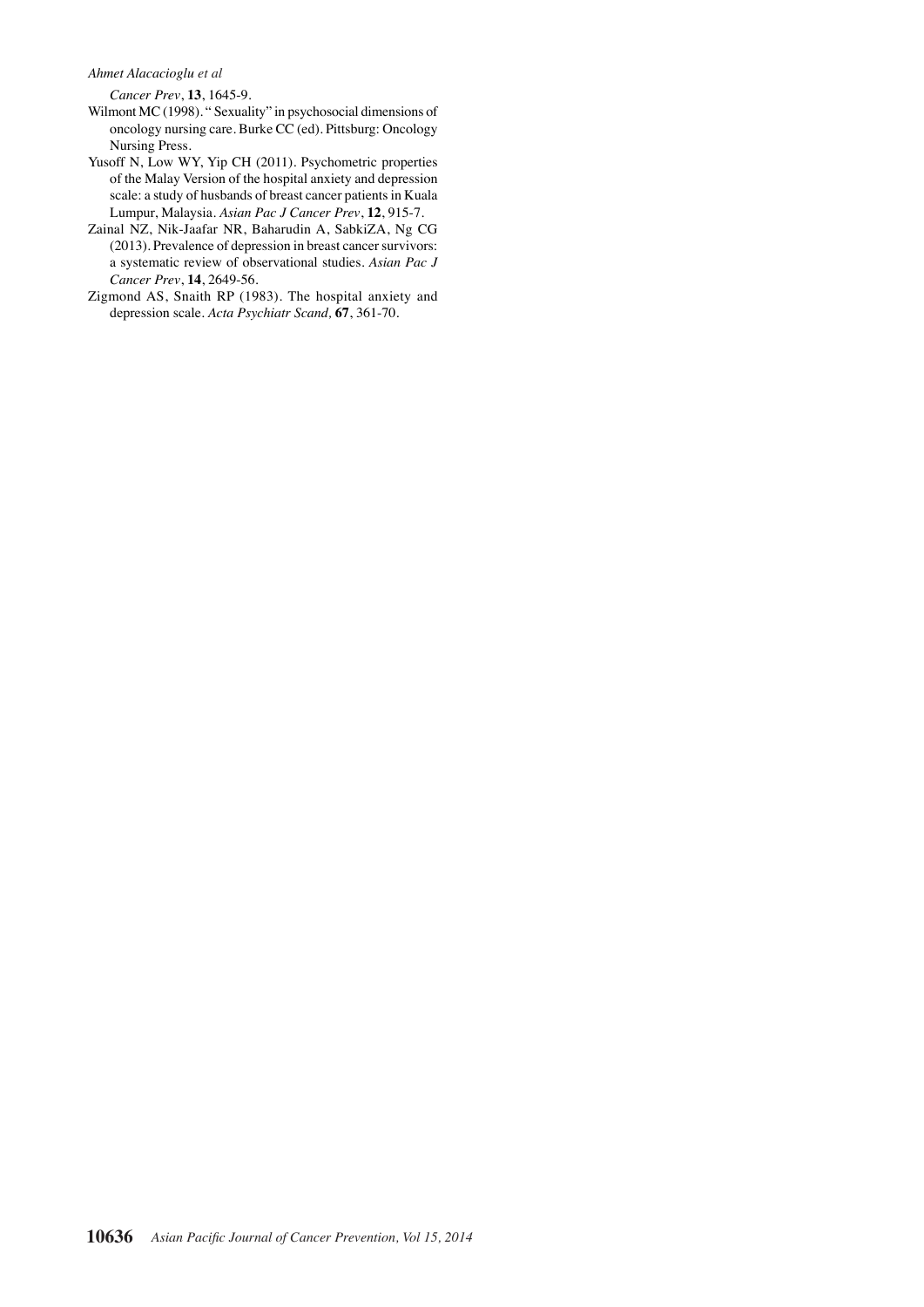*Cancer Prev*, **13**, 1645-9.

Wilmont MC (1998). " Sexuality" in psychosocial dimensions of oncology nursing care. Burke CC (ed). Pittsburg: Oncology Nursing Press.

Yusoff N, Low WY, Yip CH (2011). Psychometric properties of the Malay Version of the hospital anxiety and depression scale: a study of husbands of breast cancer patients in Kuala Lumpur, Malaysia. *Asian Pac J Cancer Prev*, **12**, 915-7.

Zainal NZ, Nik-Jaafar NR, Baharudin A, SabkiZA, Ng CG (2013). Prevalence of depression in breast cancer survivors: a systematic review of observational studies. *Asian Pac J Cancer Prev*, **14**, 2649-56.

Zigmond AS, Snaith RP (1983). The hospital anxiety and depression scale. *Acta Psychiatr Scand*, **67**, 361-70.